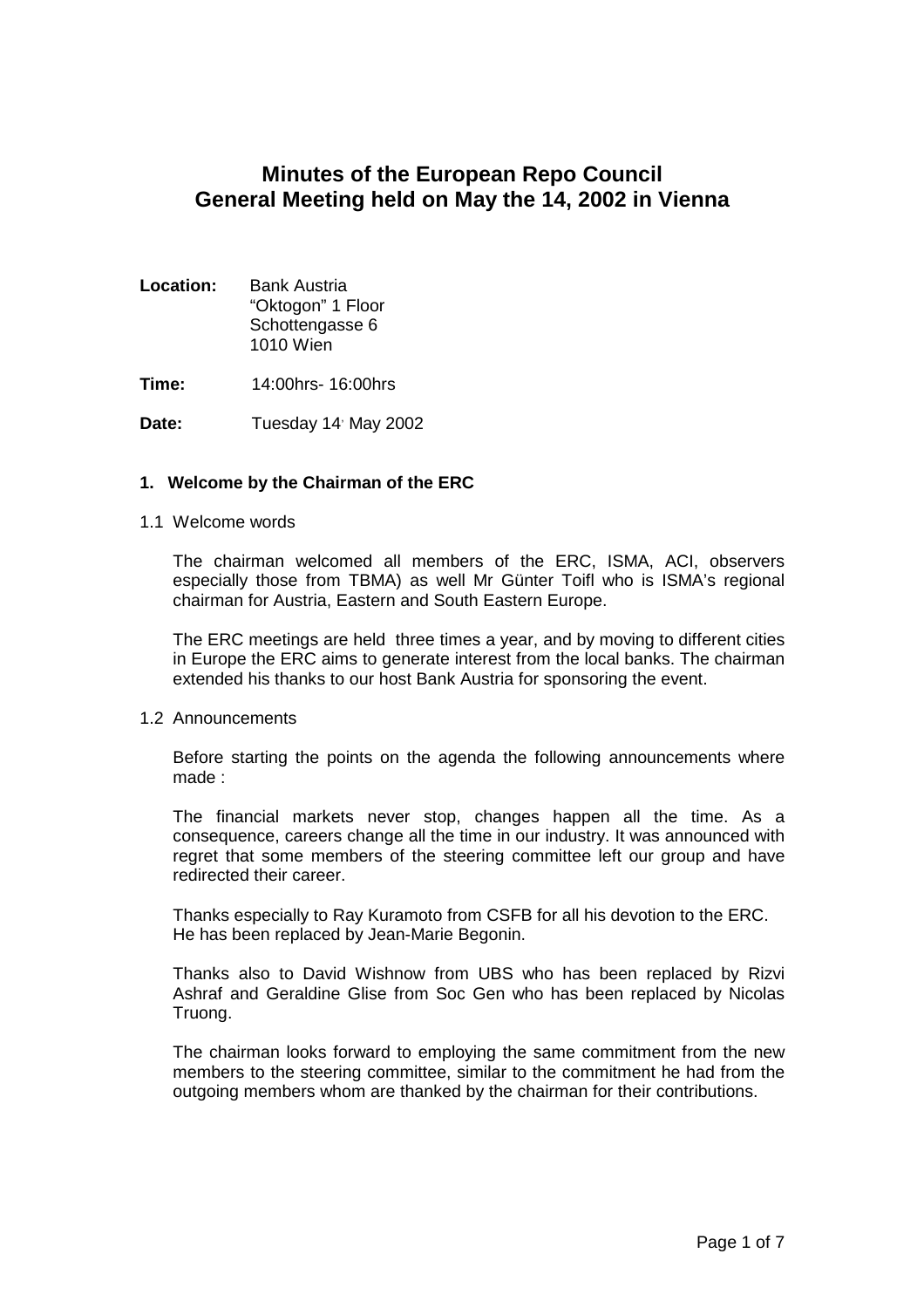# Minutes of the European Repo Council General Meeting held on May the 14, 2002 in Vienna

**Location:** Bank Austria
"Oktogon" 1 Floor
Schottengasse 6
1010 Wien

**Time:** 14:00hrs- 16:00hrs

**Date:** Tuesday 14' May 2002

## 1. Welcome by the Chairman of the ERC

### 1.1 Welcome words

The chairman welcomed all members of the ERC, ISMA, ACI, observers especially those from TBMA) as well Mr Günter Toifl who is ISMA's regional chairman for Austria, Eastern and South Eastern Europe.

The ERC meetings are held three times a year, and by moving to different cities in Europe the ERC aims to generate interest from the local banks. The chairman extended his thanks to our host Bank Austria for sponsoring the event.

### 1.2 Announcements

Before starting the points on the agenda the following announcements where made :

The financial markets never stop, changes happen all the time. As a consequence, careers change all the time in our industry. It was announced with regret that some members of the steering committee left our group and have redirected their career.

Thanks especially to Ray Kuramoto from CSFB for all his devotion to the ERC. He has been replaced by Jean-Marie Begonin.

Thanks also to David Wishnow from UBS who has been replaced by Rizvi Ashraf and Geraldine Glise from Soc Gen who has been replaced by Nicolas Truong.

The chairman looks forward to employing the same commitment from the new members to the steering committee, similar to the commitment he had from the outgoing members whom are thanked by the chairman for their contributions.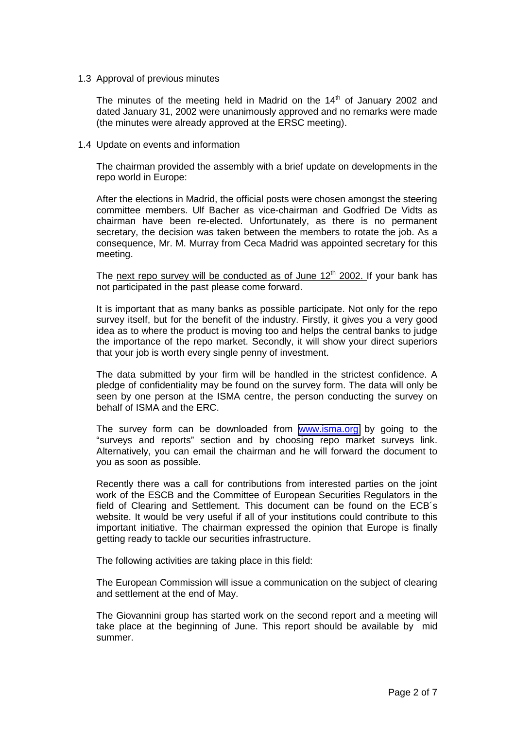### 1.3 Approval of previous minutes

The minutes of the meeting held in Madrid on the 14th of January 2002 and dated January 31, 2002 were unanimously approved and no remarks were made (the minutes were already approved at the ERSC meeting).

### 1.4 Update on events and information

The chairman provided the assembly with a brief update on developments in the repo world in Europe:

After the elections in Madrid, the official posts were chosen amongst the steering committee members. Ulf Bacher as vice-chairman and Godfried De Vidts as chairman have been re-elected. Unfortunately, as there is no permanent secretary, the decision was taken between the members to rotate the job. As a consequence, Mr. M. Murray from Ceca Madrid was appointed secretary for this meeting.

The next repo survey will be conducted as of June 12th 2002. If your bank has not participated in the past please come forward.

It is important that as many banks as possible participate. Not only for the repo survey itself, but for the benefit of the industry. Firstly, it gives you a very good idea as to where the product is moving too and helps the central banks to judge the importance of the repo market. Secondly, it will show your direct superiors that your job is worth every single penny of investment.

The data submitted by your firm will be handled in the strictest confidence. A pledge of confidentiality may be found on the survey form. The data will only be seen by one person at the ISMA centre, the person conducting the survey on behalf of ISMA and the ERC.

The survey form can be downloaded from www.isma.org by going to the "surveys and reports" section and by choosing repo market surveys link. Alternatively, you can email the chairman and he will forward the document to you as soon as possible.

Recently there was a call for contributions from interested parties on the joint work of the ESCB and the Committee of European Securities Regulators in the field of Clearing and Settlement. This document can be found on the ECB´s website. It would be very useful if all of your institutions could contribute to this important initiative. The chairman expressed the opinion that Europe is finally getting ready to tackle our securities infrastructure.

The following activities are taking place in this field:

The European Commission will issue a communication on the subject of clearing and settlement at the end of May.

The Giovannini group has started work on the second report and a meeting will take place at the beginning of June. This report should be available by mid summer.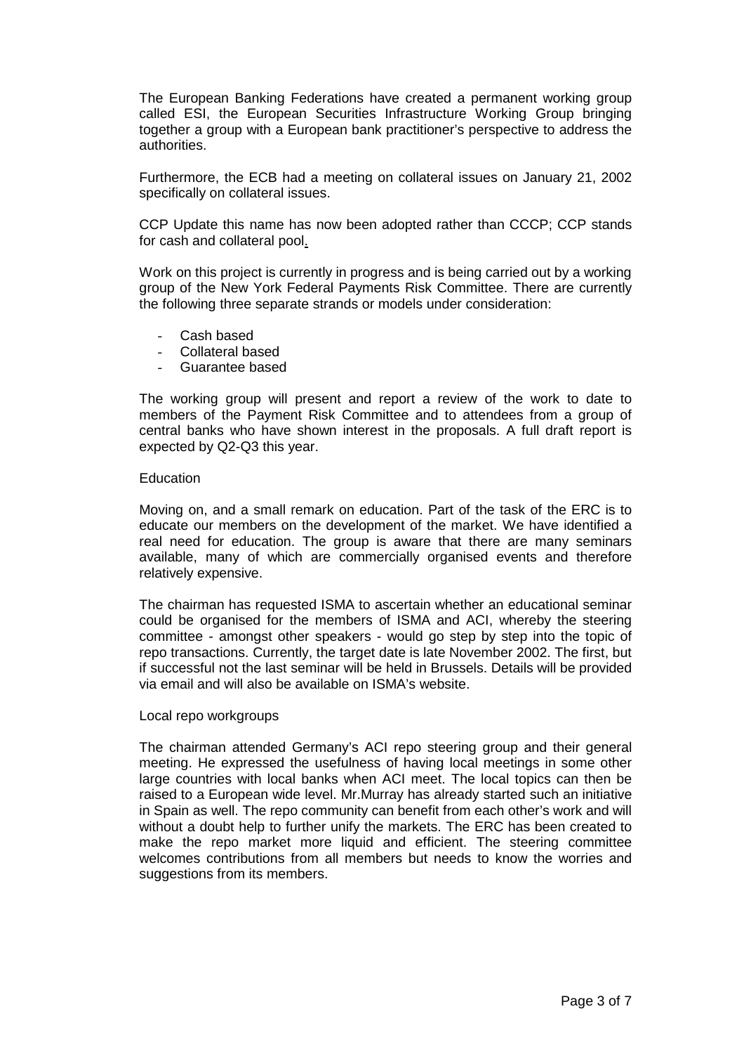The European Banking Federations have created a permanent working group called ESI, the European Securities Infrastructure Working Group bringing together a group with a European bank practitioner's perspective to address the authorities.

Furthermore, the ECB had a meeting on collateral issues on January 21, 2002 specifically on collateral issues.

CCP Update this name has now been adopted rather than CCCP; CCP stands for cash and collateral pool.

Work on this project is currently in progress and is being carried out by a working group of the New York Federal Payments Risk Committee. There are currently the following three separate strands or models under consideration:

- Cash based
- Collateral based
- Guarantee based

The working group will present and report a review of the work to date to members of the Payment Risk Committee and to attendees from a group of central banks who have shown interest in the proposals. A full draft report is expected by Q2-Q3 this year.

Education

Moving on, and a small remark on education. Part of the task of the ERC is to educate our members on the development of the market. We have identified a real need for education. The group is aware that there are many seminars available, many of which are commercially organised events and therefore relatively expensive.

The chairman has requested ISMA to ascertain whether an educational seminar could be organised for the members of ISMA and ACI, whereby the steering committee - amongst other speakers - would go step by step into the topic of repo transactions. Currently, the target date is late November 2002. The first, but if successful not the last seminar will be held in Brussels. Details will be provided via email and will also be available on ISMA's website.

Local repo workgroups

The chairman attended Germany's ACI repo steering group and their general meeting. He expressed the usefulness of having local meetings in some other large countries with local banks when ACI meet. The local topics can then be raised to a European wide level. Mr.Murray has already started such an initiative in Spain as well. The repo community can benefit from each other's work and will without a doubt help to further unify the markets. The ERC has been created to make the repo market more liquid and efficient. The steering committee welcomes contributions from all members but needs to know the worries and suggestions from its members.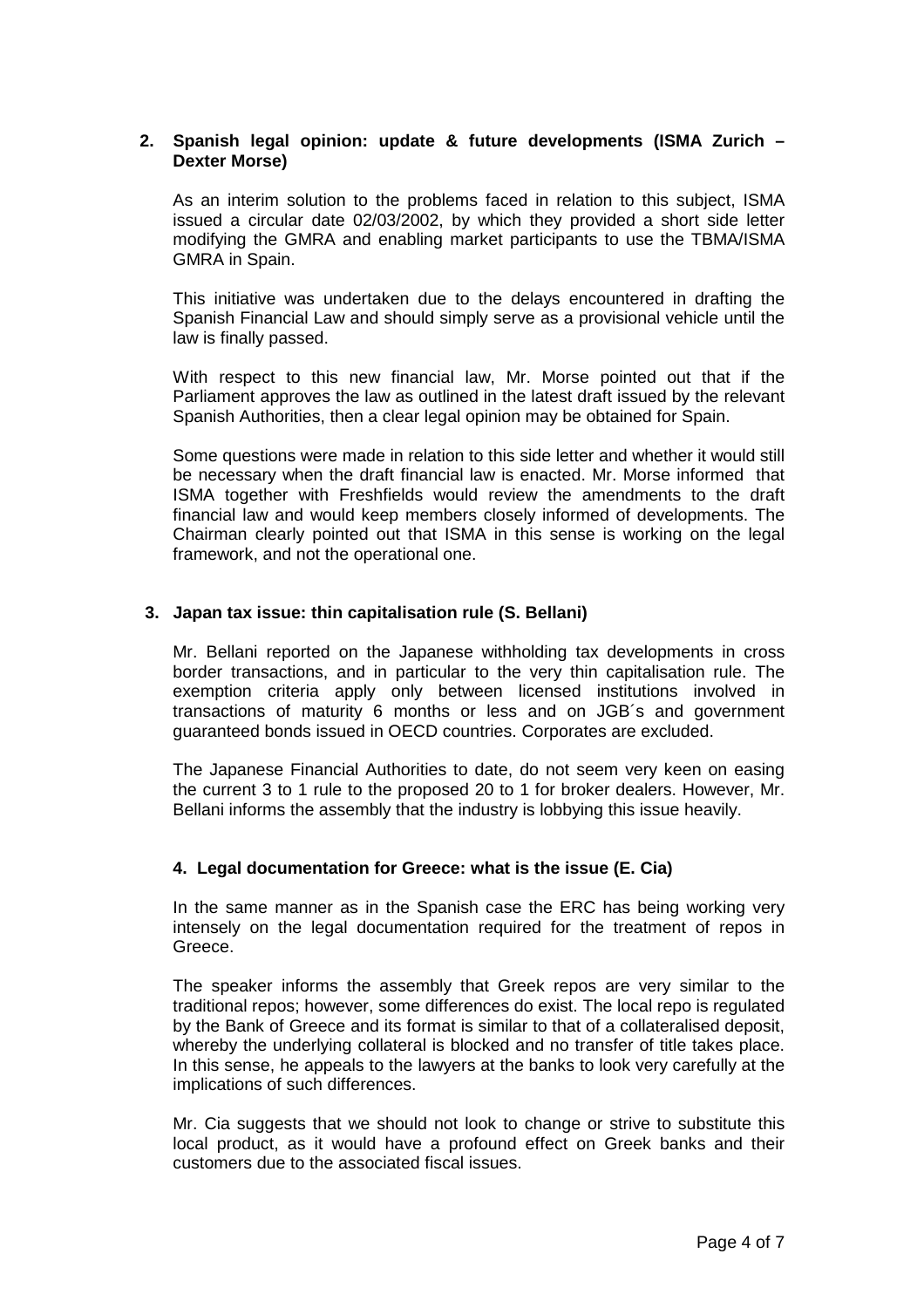**2. Spanish legal opinion: update & future developments (ISMA Zurich – Dexter Morse)**

As an interim solution to the problems faced in relation to this subject, ISMA issued a circular date 02/03/2002, by which they provided a short side letter modifying the GMRA and enabling market participants to use the TBMA/ISMA GMRA in Spain.

This initiative was undertaken due to the delays encountered in drafting the Spanish Financial Law and should simply serve as a provisional vehicle until the law is finally passed.

With respect to this new financial law, Mr. Morse pointed out that if the Parliament approves the law as outlined in the latest draft issued by the relevant Spanish Authorities, then a clear legal opinion may be obtained for Spain.

Some questions were made in relation to this side letter and whether it would still be necessary when the draft financial law is enacted. Mr. Morse informed that ISMA together with Freshfields would review the amendments to the draft financial law and would keep members closely informed of developments. The Chairman clearly pointed out that ISMA in this sense is working on the legal framework, and not the operational one.

**3. Japan tax issue: thin capitalisation rule (S. Bellani)**

Mr. Bellani reported on the Japanese withholding tax developments in cross border transactions, and in particular to the very thin capitalisation rule. The exemption criteria apply only between licensed institutions involved in transactions of maturity 6 months or less and on JGB´s and government guaranteed bonds issued in OECD countries. Corporates are excluded.

The Japanese Financial Authorities to date, do not seem very keen on easing the current 3 to 1 rule to the proposed 20 to 1 for broker dealers. However, Mr. Bellani informs the assembly that the industry is lobbying this issue heavily.

**4. Legal documentation for Greece: what is the issue (E. Cia)**

In the same manner as in the Spanish case the ERC has being working very intensely on the legal documentation required for the treatment of repos in Greece.

The speaker informs the assembly that Greek repos are very similar to the traditional repos; however, some differences do exist. The local repo is regulated by the Bank of Greece and its format is similar to that of a collateralised deposit, whereby the underlying collateral is blocked and no transfer of title takes place. In this sense, he appeals to the lawyers at the banks to look very carefully at the implications of such differences.

Mr. Cia suggests that we should not look to change or strive to substitute this local product, as it would have a profound effect on Greek banks and their customers due to the associated fiscal issues.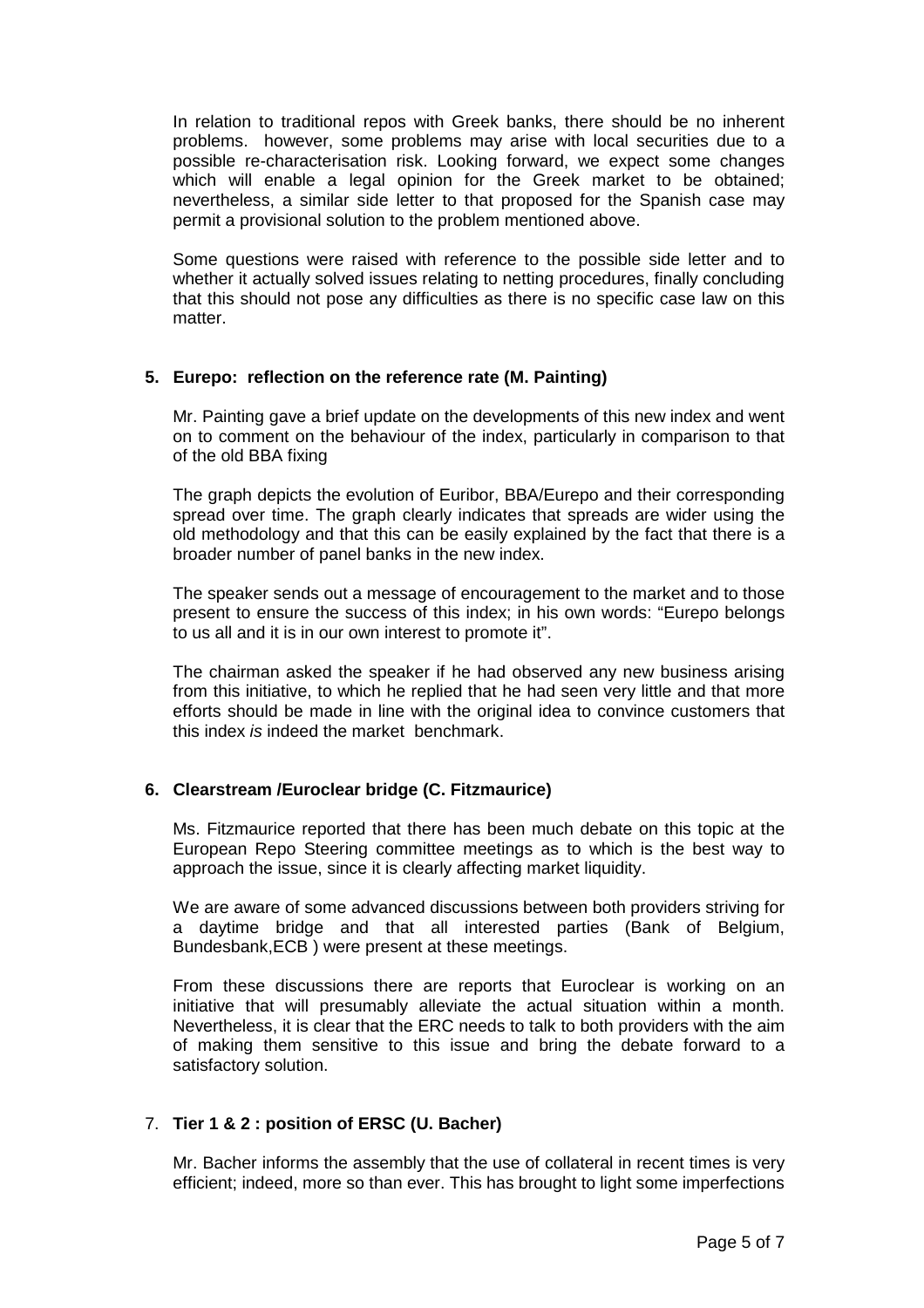In relation to traditional repos with Greek banks, there should be no inherent problems. however, some problems may arise with local securities due to a possible re-characterisation risk. Looking forward, we expect some changes which will enable a legal opinion for the Greek market to be obtained; nevertheless, a similar side letter to that proposed for the Spanish case may permit a provisional solution to the problem mentioned above.

Some questions were raised with reference to the possible side letter and to whether it actually solved issues relating to netting procedures, finally concluding that this should not pose any difficulties as there is no specific case law on this matter.

**5. Eurepo: reflection on the reference rate (M. Painting)**

Mr. Painting gave a brief update on the developments of this new index and went on to comment on the behaviour of the index, particularly in comparison to that of the old BBA fixing

The graph depicts the evolution of Euribor, BBA/Eurepo and their corresponding spread over time. The graph clearly indicates that spreads are wider using the old methodology and that this can be easily explained by the fact that there is a broader number of panel banks in the new index.

The speaker sends out a message of encouragement to the market and to those present to ensure the success of this index; in his own words: "Eurepo belongs to us all and it is in our own interest to promote it".

The chairman asked the speaker if he had observed any new business arising from this initiative, to which he replied that he had seen very little and that more efforts should be made in line with the original idea to convince customers that this index *is* indeed the market benchmark.

**6. Clearstream /Euroclear bridge (C. Fitzmaurice)**

Ms. Fitzmaurice reported that there has been much debate on this topic at the European Repo Steering committee meetings as to which is the best way to approach the issue, since it is clearly affecting market liquidity.

We are aware of some advanced discussions between both providers striving for a daytime bridge and that all interested parties (Bank of Belgium, Bundesbank,ECB ) were present at these meetings.

From these discussions there are reports that Euroclear is working on an initiative that will presumably alleviate the actual situation within a month. Nevertheless, it is clear that the ERC needs to talk to both providers with the aim of making them sensitive to this issue and bring the debate forward to a satisfactory solution.

7. **Tier 1 & 2 : position of ERSC (U. Bacher)**

Mr. Bacher informs the assembly that the use of collateral in recent times is very efficient; indeed, more so than ever. This has brought to light some imperfections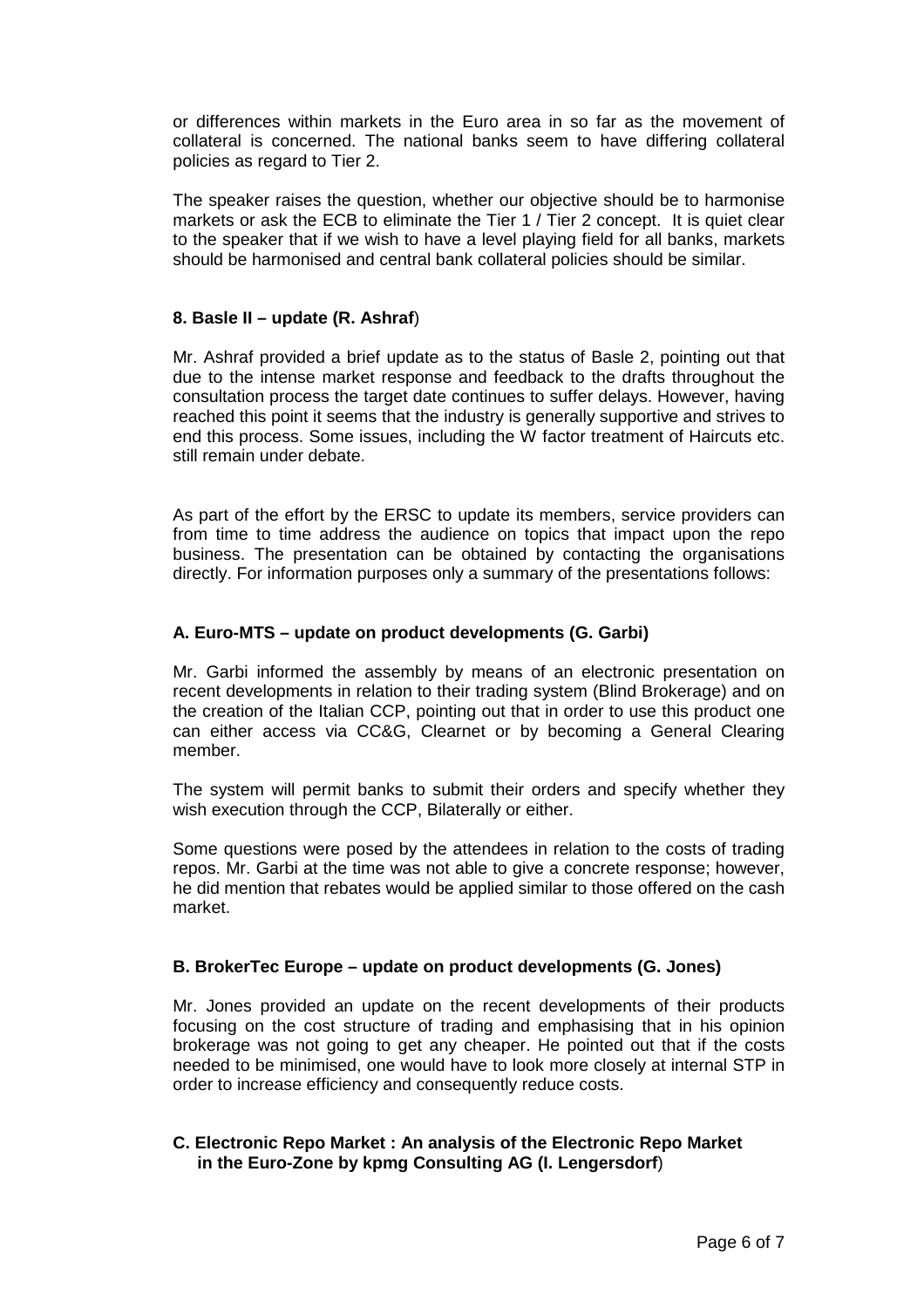or differences within markets in the Euro area in so far as the movement of collateral is concerned. The national banks seem to have differing collateral policies as regard to Tier 2.

The speaker raises the question, whether our objective should be to harmonise markets or ask the ECB to eliminate the Tier 1 / Tier 2 concept. It is quiet clear to the speaker that if we wish to have a level playing field for all banks, markets should be harmonised and central bank collateral policies should be similar.

### 8. Basle II – update (R. Ashraf)

Mr. Ashraf provided a brief update as to the status of Basle 2, pointing out that due to the intense market response and feedback to the drafts throughout the consultation process the target date continues to suffer delays. However, having reached this point it seems that the industry is generally supportive and strives to end this process. Some issues, including the W factor treatment of Haircuts etc. still remain under debate.

As part of the effort by the ERSC to update its members, service providers can from time to time address the audience on topics that impact upon the repo business. The presentation can be obtained by contacting the organisations directly. For information purposes only a summary of the presentations follows:

### A. Euro-MTS – update on product developments (G. Garbi)

Mr. Garbi informed the assembly by means of an electronic presentation on recent developments in relation to their trading system (Blind Brokerage) and on the creation of the Italian CCP, pointing out that in order to use this product one can either access via CC&G, Clearnet or by becoming a General Clearing member.

The system will permit banks to submit their orders and specify whether they wish execution through the CCP, Bilaterally or either.

Some questions were posed by the attendees in relation to the costs of trading repos. Mr. Garbi at the time was not able to give a concrete response; however, he did mention that rebates would be applied similar to those offered on the cash market.

### B. BrokerTec Europe – update on product developments (G. Jones)

Mr. Jones provided an update on the recent developments of their products focusing on the cost structure of trading and emphasising that in his opinion brokerage was not going to get any cheaper. He pointed out that if the costs needed to be minimised, one would have to look more closely at internal STP in order to increase efficiency and consequently reduce costs.

### C. Electronic Repo Market : An analysis of the Electronic Repo Market in the Euro-Zone by kpmg Consulting AG (I. Lengersdorf)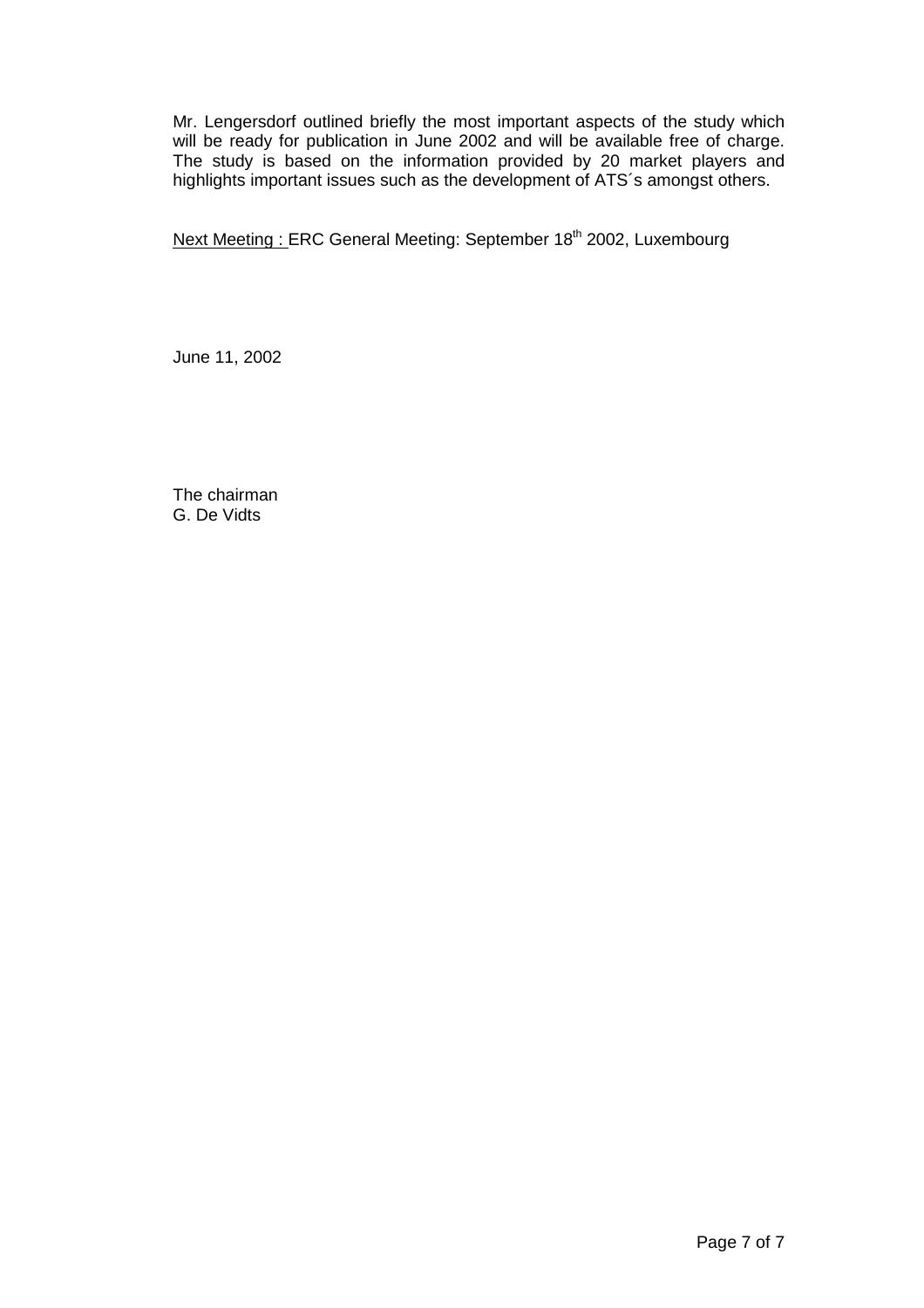Mr. Lengersdorf outlined briefly the most important aspects of the study which will be ready for publication in June 2002 and will be available free of charge. The study is based on the information provided by 20 market players and highlights important issues such as the development of ATS´s amongst others.

<u>Next Meeting :</u> ERC General Meeting: September 18th 2002, Luxembourg

June 11, 2002

The chairman
G. De Vidts